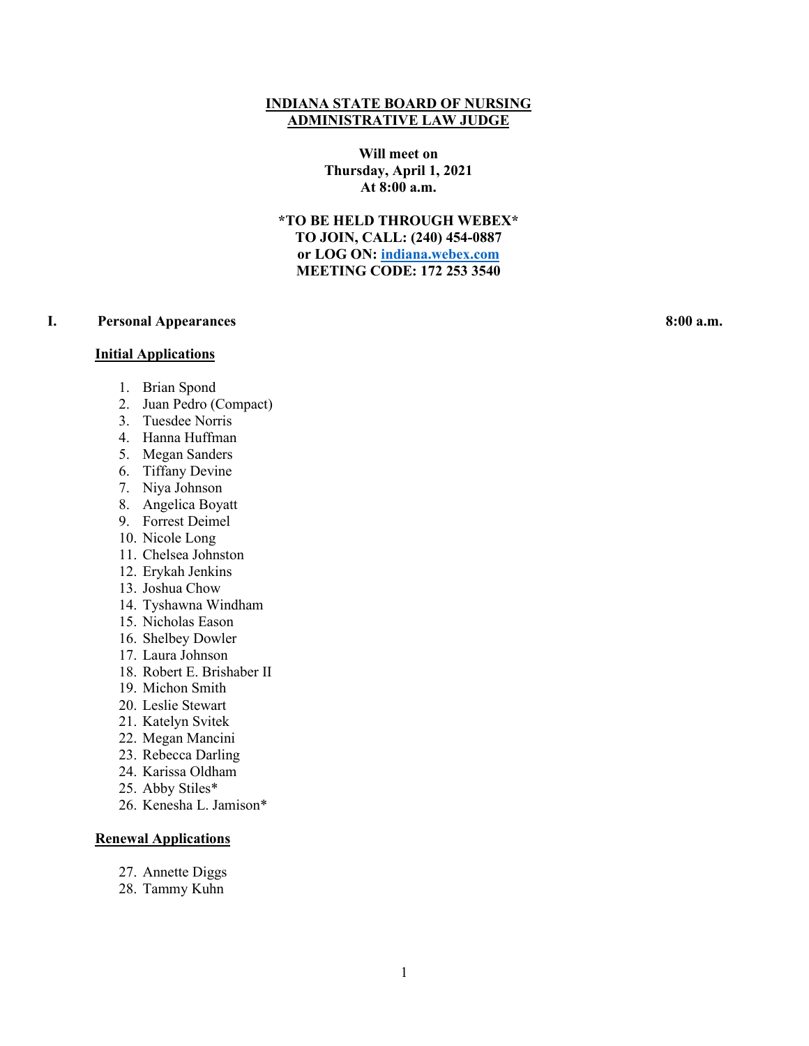# INDIANA STATE BOARD OF NURSING
# ADMINISTRATIVE LAW JUDGE

**Will meet on**
**Thursday, April 1, 2021**
**At 8:00 a.m.**

**\*TO BE HELD THROUGH WEBEX\***
**TO JOIN, CALL: (240) 454-0887**
**or LOG ON: [indiana.webex.com](indiana.webex.com)**
**MEETING CODE: 172 253 3540**

## I. Personal Appearances — 8:00 a.m.

### Initial Applications

1. Brian Spond
2. Juan Pedro (Compact)
3. Tuesdee Norris
4. Hanna Huffman
5. Megan Sanders
6. Tiffany Devine
7. Niya Johnson
8. Angelica Boyatt
9. Forrest Deimel
10. Nicole Long
11. Chelsea Johnston
12. Erykah Jenkins
13. Joshua Chow
14. Tyshawna Windham
15. Nicholas Eason
16. Shelbey Dowler
17. Laura Johnson
18. Robert E. Brishaber II
19. Michon Smith
20. Leslie Stewart
21. Katelyn Svitek
22. Megan Mancini
23. Rebecca Darling
24. Karissa Oldham
25. Abby Stiles*
26. Kenesha L. Jamison*

### Renewal Applications

27. Annette Diggs
28. Tammy Kuhn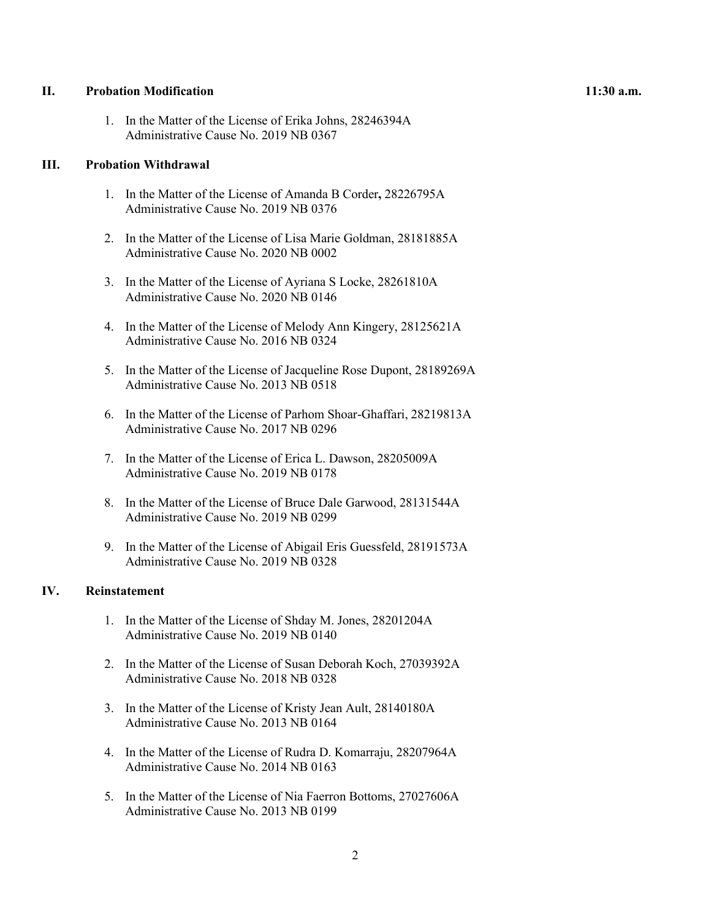## II. Probation Modification **11:30 a.m.**

1. In the Matter of the License of Erika Johns, 28246394A
   Administrative Cause No. 2019 NB 0367

## III. Probation Withdrawal

1. In the Matter of the License of Amanda B Corder**,** 28226795A
   Administrative Cause No. 2019 NB 0376

2. In the Matter of the License of Lisa Marie Goldman, 28181885A
   Administrative Cause No. 2020 NB 0002

3. In the Matter of the License of Ayriana S Locke, 28261810A
   Administrative Cause No. 2020 NB 0146

4. In the Matter of the License of Melody Ann Kingery, 28125621A
   Administrative Cause No. 2016 NB 0324

5. In the Matter of the License of Jacqueline Rose Dupont, 28189269A
   Administrative Cause No. 2013 NB 0518

6. In the Matter of the License of Parhom Shoar-Ghaffari, 28219813A
   Administrative Cause No. 2017 NB 0296

7. In the Matter of the License of Erica L. Dawson, 28205009A
   Administrative Cause No. 2019 NB 0178

8. In the Matter of the License of Bruce Dale Garwood, 28131544A
   Administrative Cause No. 2019 NB 0299

9. In the Matter of the License of Abigail Eris Guessfeld, 28191573A
   Administrative Cause No. 2019 NB 0328

## IV. Reinstatement

1. In the Matter of the License of Shday M. Jones, 28201204A
   Administrative Cause No. 2019 NB 0140

2. In the Matter of the License of Susan Deborah Koch, 27039392A
   Administrative Cause No. 2018 NB 0328

3. In the Matter of the License of Kristy Jean Ault, 28140180A
   Administrative Cause No. 2013 NB 0164

4. In the Matter of the License of Rudra D. Komarraju, 28207964A
   Administrative Cause No. 2014 NB 0163

5. In the Matter of the License of Nia Faerron Bottoms, 27027606A
   Administrative Cause No. 2013 NB 0199